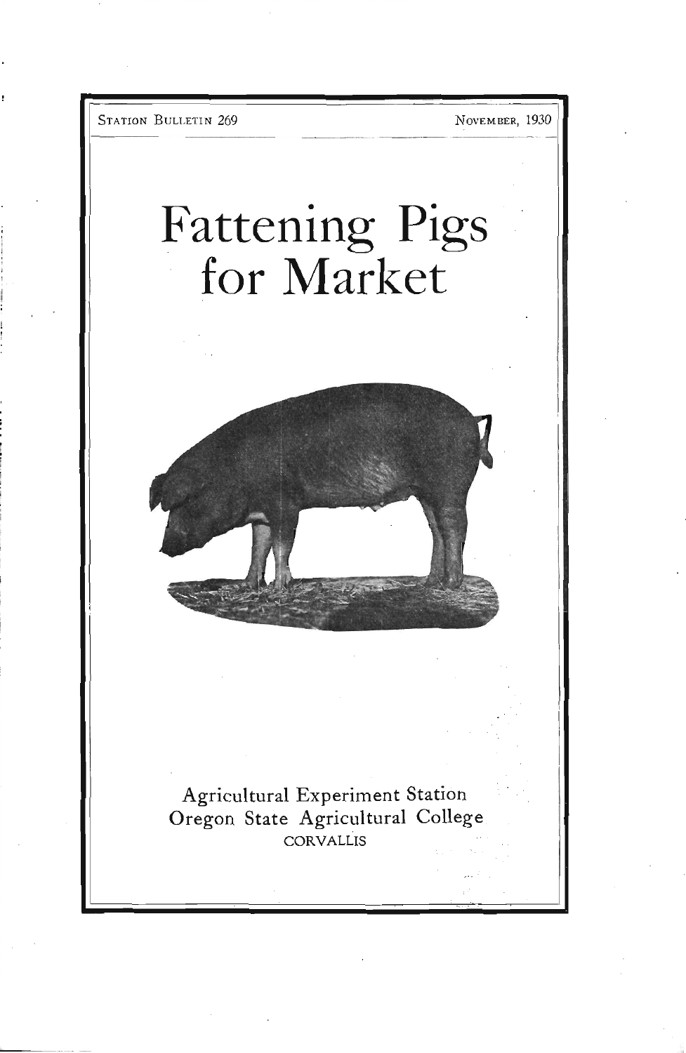STATION BULLETIN 269 NOVEMBER, 1930

# Fattening Pigs for Market

Agricultural Experiment Station
Oregon State Agricultural College
CORVALLIS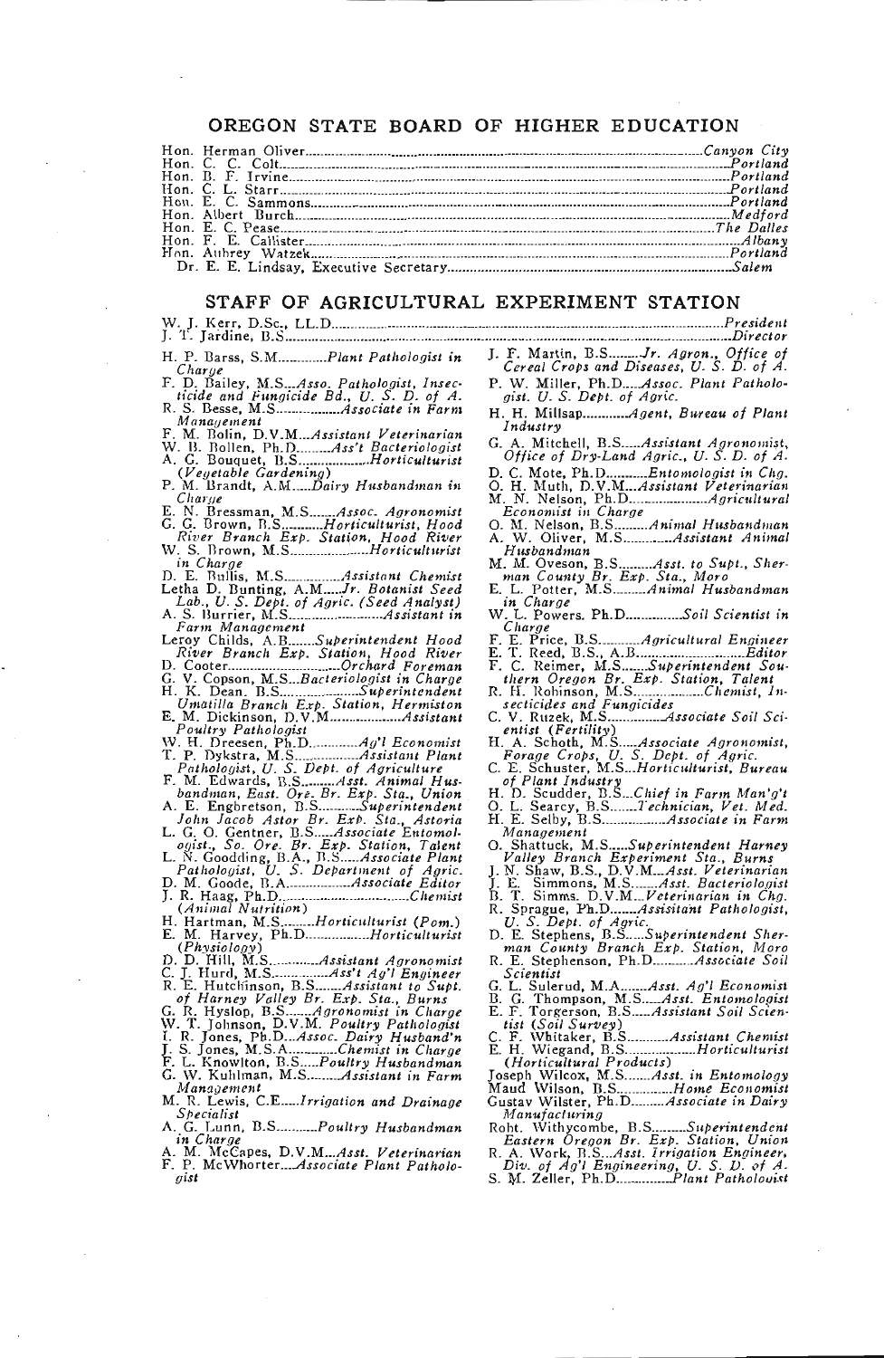## OREGON STATE BOARD OF HIGHER EDUCATION

Hon. Herman Oliver ........ *Canyon City*
Hon. C. C. Colt ........ *Portland*
Hon. B. F. Irvine ........ *Portland*
Hon. C. L. Starr ........ *Portland*
Hon. E. C. Sammons ........ *Portland*
Hon. Albert Burch ........ *Medford*
Hon. E. C. Pease ........ *The Dalles*
Hon. F. E. Callister ........ *Albany*
Hon. Aubrey Watzek ........ *Portland*
Dr. E. E. Lindsay, Executive Secretary ........ *Salem*

## STAFF OF AGRICULTURAL EXPERIMENT STATION

W. J. Kerr, D.Sc., LL.D. ........ *President*
J. T. Jardine, B.S. ........ *Director*

H. P. Barss, S.M. ........ *Plant Pathologist in Charge*
F. D. Bailey, M.S. ... *Asso. Pathologist, Insecticide and Fungicide Bd., U. S. D. of A.*
R. S. Besse, M.S. ........ *Associate in Farm Management*
F. M. Bolin, D.V.M. ... *Assistant Veterinarian*
W. B. Bollen, Ph.D. ........ *Ass't Bacteriologist*
A. G. Bouquet, B.S. ........ *Horticulturist (Vegetable Gardening)*
P. M. Brandt, A.M. ..... *Dairy Husbandman in Charge*
E. N. Bressman, M.S. ..... *Assoc. Agronomist*
G. G. Brown, B.S. ........ *Horticulturist, Hood River Branch Exp. Station, Hood River*
W. S. Brown, M.S. ........ *Horticulturist in Charge*
D. E. Bullis, M.S. ........ *Assistant Chemist*
Letha D. Bunting, A.M. ..... *Jr. Botanist Seed Lab., U. S. Dept. of Agric. (Seed Analyst)*
A. S. Burrier, M.S. ........ *Assistant in Farm Management*
Leroy Childs, A.B. ...... *Superintendent Hood River Branch Exp. Station, Hood River*
D. Cooter ........ *Orchard Foreman*
G. V. Copson, M.S. ... *Bacteriologist in Charge*
H. K. Dean, B.S. ........ *Superintendent Umatilla Branch Exp. Station, Hermiston*
E. M. Dickinson, D.V.M. ........ *Assistant Poultry Pathologist*
W. H. Dreesen, Ph.D. ........ *Ag'l Economist*
T. P. Dykstra, M.S. ........ *Assistant Plant Pathologist, U. S. Dept. of Agriculture*
F. M. Edwards, B.S. ........ *Asst. Animal Husbandman, East. Ore. Br. Exp. Sta., Union*
A. E. Engbretson, B.S. ........ *Superintendent John Jacob Astor Br. Exp. Sta., Astoria*
L. G. O. Gentner, B.S. ..... *Associate Entomologist, So. Ore. Br. Exp. Station, Talent*
L. N. Goodding, B.A., B.S. ..... *Associate Plant Pathologist, U. S. Department of Agric.*
D. M. Goode, B.A. ........ *Associate Editor*
J. R. Haag, Ph.D. ........ *Chemist (Animal Nutrition)*
H. Hartman, M.S. ........ *Horticulturist (Pom.)*
E. M. Harvey, Ph.D. ........ *Horticulturist (Physiology)*
D. D. Hill, M.S. ........ *Assistant Agronomist*
C. J. Hurd, M.S. ........ *Ass't Ag'l Engineer*
R. E. Hutchinson, B.S. ..... *Assistant to Supt. of Harney Valley Br. Exp. Sta., Burns*
G. R. Hyslop, B.S. ..... *Agronomist in Charge*
W. T. Johnson, D.V.M. *Poultry Pathologist*
I. R. Jones, Ph.D. ... *Assoc. Dairy Husband'n*
J. S. Jones, M.S.A. ........ *Chemist in Charge*
F. L. Knowlton, B.S. ... *Poultry Husbandman*
G. W. Kuhlman, M.S. ........ *Assistant in Farm Management*
M. R. Lewis, C.E. ..... *Irrigation and Drainage Specialist*
A. G. Lunn, B.S. ........ *Poultry Husbandman in Charge*
A. M. McCapes, D.V.M. ... *Asst. Veterinarian*
F. P. McWhorter ... *Associate Plant Pathologist*
J. F. Martin, B.S. ........ *Jr. Agron., Office of Cereal Crops and Diseases, U. S. D. of A.*
P. W. Miller, Ph.D. ... *Assoc. Plant Pathologist. U. S. Dept. of Agric.*
H. H. Millsap ........ *Agent, Bureau of Plant Industry*
G. A. Mitchell, B.S. ..... *Assistant Agronomist, Office of Dry-Land Agric., U. S. D. of A.*
D. C. Mote, Ph.D. ........ *Entomologist in Chg.*
O. H. Muth, D.V.M. ... *Assistant Veterinarian*
M. N. Nelson, Ph.D. ........ *Agricultural Economist in Charge*
O. M. Nelson, B.S. ........ *Animal Husbandman*
A. W. Oliver, M.S. ........ *Assistant Animal Husbandman*
M. M. Oveson, B.S. ........ *Asst. to Supt., Sherman County Br. Exp. Sta., Moro*
E. L. Potter, M.S. ........ *Animal Husbandman in Charge*
W. L. Powers, Ph.D. ........ *Soil Scientist in Charge*
F. E. Price, B.S. ........ *Agricultural Engineer*
E. T. Reed, B.S., A.B. ........ *Editor*
F. C. Reimer, M.S. ..... *Superintendent Southern Oregon Br. Exp. Station, Talent*
R. H. Robinson, M.S. ........ *Chemist, Insecticides and Fungicides*
C. V. Ruzek, M.S. ........ *Associate Soil Scientist (Fertility)*
H. A. Schoth, M.S. ..... *Associate Agronomist, Forage Crops, U. S. Dept. of Agric.*
C. E. Schuster, M.S. ... *Horticulturist, Bureau of Plant Industry*
H. D. Scudder, B.S. ... *Chief in Farm Man'g't*
O. L. Searcy, B.S. ..... *Technician, Vet. Med.*
H. E. Selby, B.S. ........ *Associate in Farm Management*
O. Shattuck, M.S. ..... *Superintendent Harney Valley Branch Experiment Sta., Burns*
J. N. Shaw, B.S., D.V.M. ... *Asst. Veterinarian*
J. E. Simmons, M.S. ..... *Asst. Bacteriologist*
B. T. Simms, D.V.M. ... *Veterinarian in Chg.*
R. Sprague, Ph.D. ..... *Assisitant Pathologist, U. S. Dept. of Agric.*
D. E. Stephens, B.S. ..... *Superintendent Sherman County Branch Exp. Station, Moro*
R. E. Stephenson, Ph.D. ........ *Associate Soil Scientist*
G. L. Sulerud, M.A. ..... *Asst. Ag'l Economist*
B. G. Thompson, M.S. ..... *Asst. Entomologist*
E. F. Torgerson, B.S. ..... *Assistant Soil Scientist (Soil Survey)*
C. F. Whitaker, B.S. ........ *Assistant Chemist*
E. H. Wiegand, B.S. ........ *Horticulturist (Horticultural Products)*
Joseph Wilcox, M.S. ..... *Asst. in Entomology*
Maud Wilson, B.S. ........ *Home Economist*
Gustav Wilster, Ph.D. ........ *Associate in Dairy Manufacturing*
Robt. Withycombe, B.S. ........ *Superintendent Eastern Oregon Br. Exp. Station, Union*
R. A. Work, B.S. ... *Asst. Irrigation Engineer, Div. of Ag'l Engineering, U. S. D. of A.*
S. M. Zeller, Ph.D. ........ *Plant Pathologist*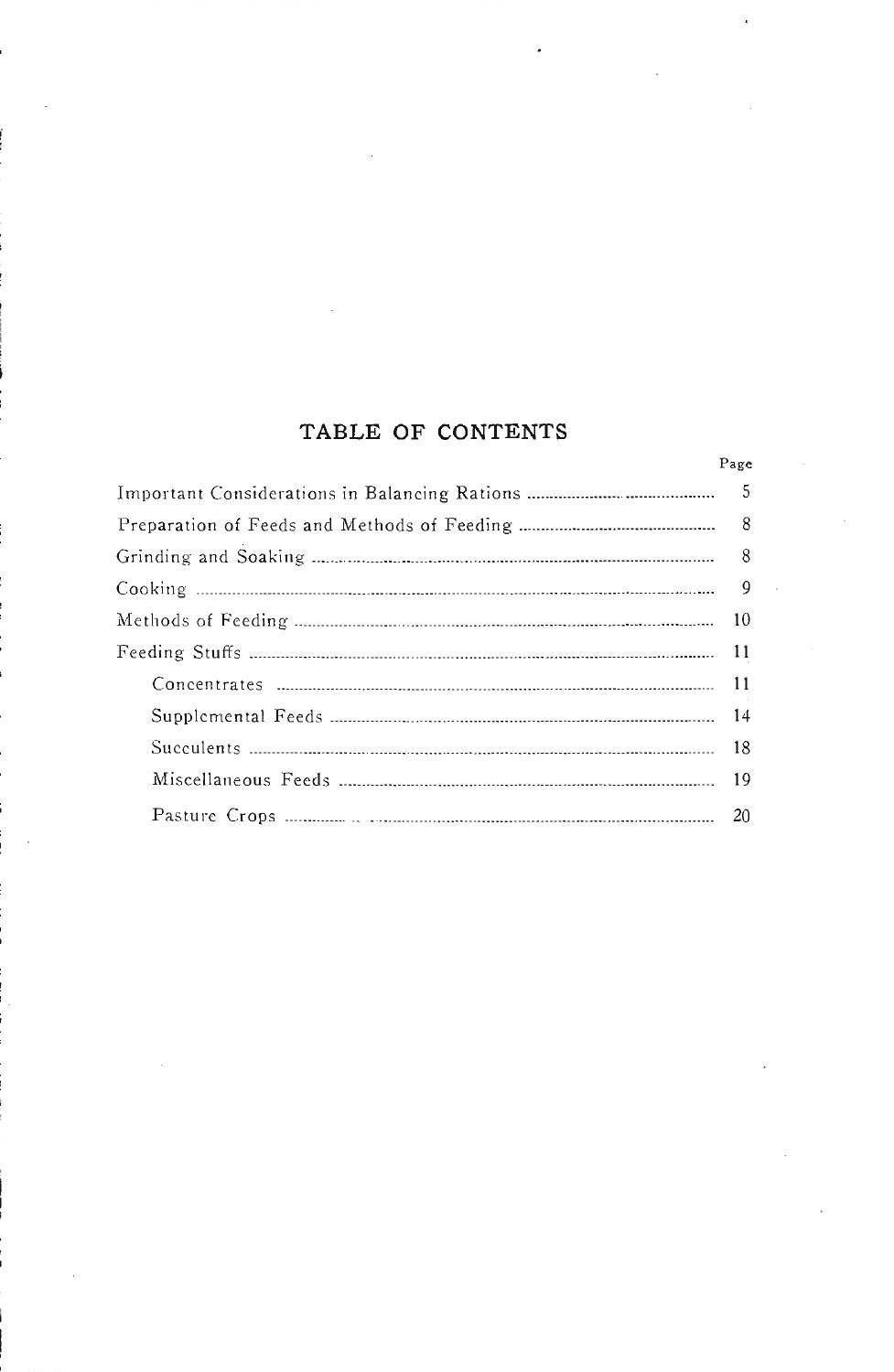# TABLE OF CONTENTS

| | Page |
|---|---|
| Important Considerations in Balancing Rations | 5 |
| Preparation of Feeds and Methods of Feeding | 8 |
| Grinding and Soaking | 8 |
| Cooking | 9 |
| Methods of Feeding | 10 |
| Feeding Stuffs | 11 |
| Concentrates | 11 |
| Supplemental Feeds | 14 |
| Succulents | 18 |
| Miscellaneous Feeds | 19 |
| Pasture Crops | 20 |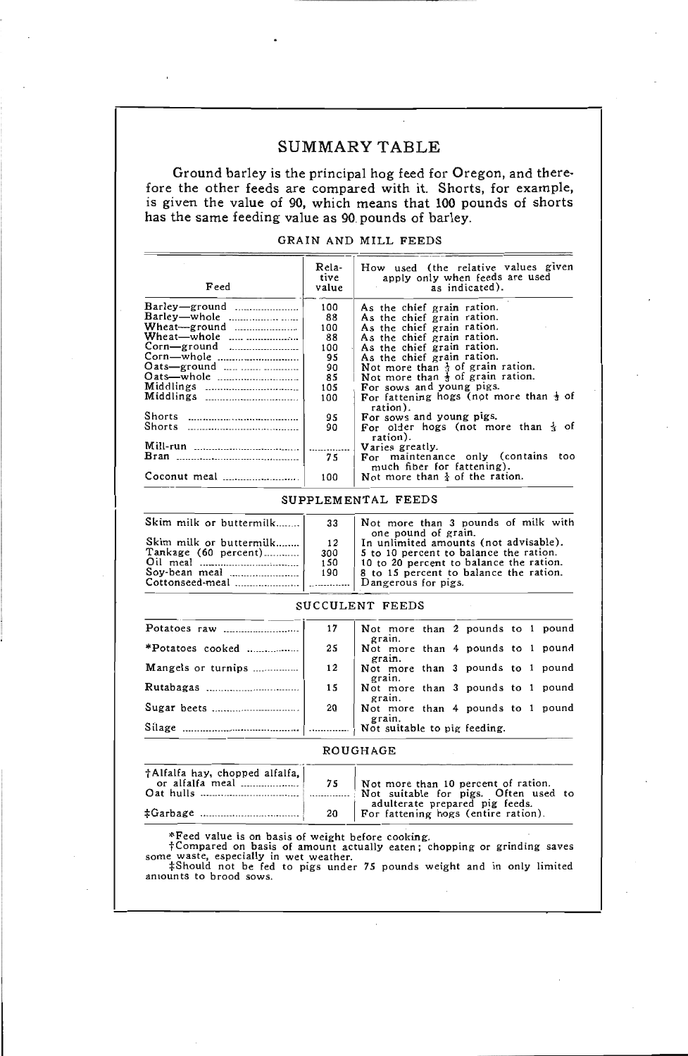## SUMMARY TABLE

Ground barley is the principal hog feed for Oregon, and therefore the other feeds are compared with it. Shorts, for example, is given the value of 90, which means that 100 pounds of shorts has the same feeding value as 90 pounds of barley.

### GRAIN AND MILL FEEDS

| Feed | Relative value | How used (the relative values given apply only when feeds are used as indicated). |
|---|---|---|
| Barley—ground | 100 | As the chief grain ration. |
| Barley—whole | 88 | As the chief grain ration. |
| Wheat—ground | 100 | As the chief grain ration. |
| Wheat—whole | 88 | As the chief grain ration. |
| Corn—ground | 100 | As the chief grain ration. |
| Corn—whole | 95 | As the chief grain ration. |
| Oats—ground | 90 | Not more than ⅓ of grain ration. |
| Oats—whole | 85 | Not more than ⅓ of grain ration. |
| Middlings | 105 | For sows and young pigs. |
| Middlings | 100 | For fattening hogs (not more than ⅓ of ration). |
| Shorts | 95 | For sows and young pigs. |
| Shorts | 90 | For older hogs (not more than ⅓ of ration). |
| Mill-run | ........... | Varies greatly. |
| Bran | 75 | For maintenance only (contains too much fiber for fattening). |
| Coconut meal | 100 | Not more than ⅓ of the ration. |

### SUPPLEMENTAL FEEDS

| Feed | Relative value | How used |
|---|---|---|
| Skim milk or buttermilk | 33 | Not more than 3 pounds of milk with one pound of grain. |
| Skim milk or buttermilk | 12 | In unlimited amounts (not advisable). |
| Tankage (60 percent) | 300 | 5 to 10 percent to balance the ration. |
| Oil meal | 150 | 10 to 20 percent to balance the ration. |
| Soy-bean meal | 190 | 8 to 15 percent to balance the ration. |
| Cottonseed-meal | ........... | Dangerous for pigs. |

### SUCCULENT FEEDS

| Feed | Relative value | How used |
|---|---|---|
| Potatoes raw | 17 | Not more than 2 pounds to 1 pound grain. |
| *Potatoes cooked | 25 | Not more than 4 pounds to 1 pound grain. |
| Mangels or turnips | 12 | Not more than 3 pounds to 1 pound grain. |
| Rutabagas | 15 | Not more than 3 pounds to 1 pound grain. |
| Sugar beets | 20 | Not more than 4 pounds to 1 pound grain. |
| Silage | ........... | Not suitable to pig feeding. |

### ROUGHAGE

| Feed | Relative value | How used |
|---|---|---|
| †Alfalfa hay, chopped alfalfa, or alfalfa meal | 75 | Not more than 10 percent of ration. |
| Oat hulls | ........... | Not suitable for pigs. Often used to adulterate prepared pig feeds. |
| ‡Garbage | 20 | For fattening hogs (entire ration). |

*Feed value is on basis of weight before cooking.

†Compared on basis of amount actually eaten; chopping or grinding saves some waste, especially in wet weather.

‡Should not be fed to pigs under 75 pounds weight and in only limited amounts to brood sows.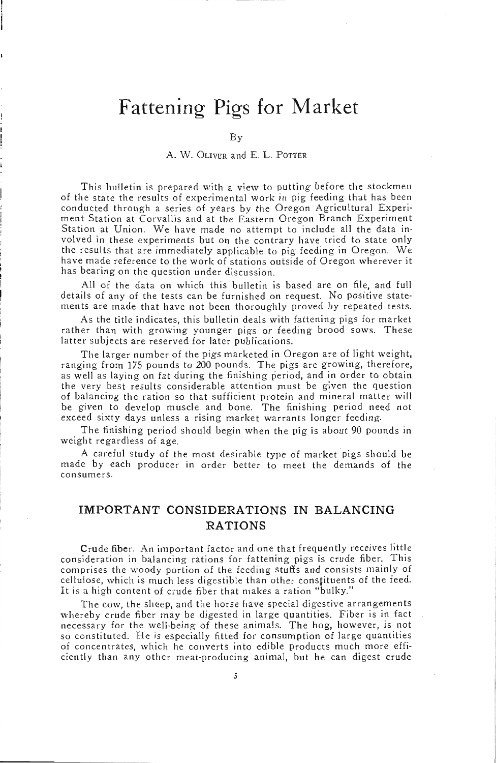# Fattening Pigs for Market

By

A. W. Oliver and E. L. Potter

This bulletin is prepared with a view to putting before the stockmen of the state the results of experimental work in pig feeding that has been conducted through a series of years by the Oregon Agricultural Experiment Station at Corvallis and at the Eastern Oregon Branch Experiment Station at Union. We have made no attempt to include all the data involved in these experiments but on the contrary have tried to state only the results that are immediately applicable to pig feeding in Oregon. We have made reference to the work of stations outside of Oregon wherever it has bearing on the question under discussion.

All of the data on which this bulletin is based are on file, and full details of any of the tests can be furnished on request. No positive statements are made that have not been thoroughly proved by repeated tests.

As the title indicates, this bulletin deals with fattening pigs for market rather than with growing younger pigs or feeding brood sows. These latter subjects are reserved for later publications.

The larger number of the pigs marketed in Oregon are of light weight, ranging from 175 pounds to 200 pounds. The pigs are growing, therefore, as well as laying on fat during the finishing period, and in order to obtain the very best results considerable attention must be given the question of balancing the ration so that sufficient protein and mineral matter will be given to develop muscle and bone. The finishing period need not exceed sixty days unless a rising market warrants longer feeding.

The finishing period should begin when the pig is about 90 pounds in weight regardless of age.

A careful study of the most desirable type of market pigs should be made by each producer in order better to meet the demands of the consumers.

## IMPORTANT CONSIDERATIONS IN BALANCING RATIONS

**Crude fiber.** An important factor and one that frequently receives little consideration in balancing rations for fattening pigs is crude fiber. This comprises the woody portion of the feeding stuffs and consists mainly of cellulose, which is much less digestible than other constituents of the feed. It is a high content of crude fiber that makes a ration "bulky."

The cow, the sheep, and the horse have special digestive arrangements whereby crude fiber may be digested in large quantities. Fiber is in fact necessary for the well-being of these animals. The hog, however, is not so constituted. He is especially fitted for consumption of large quantities of concentrates, which he converts into edible products much more efficiently than any other meat-producing animal, but he can digest crude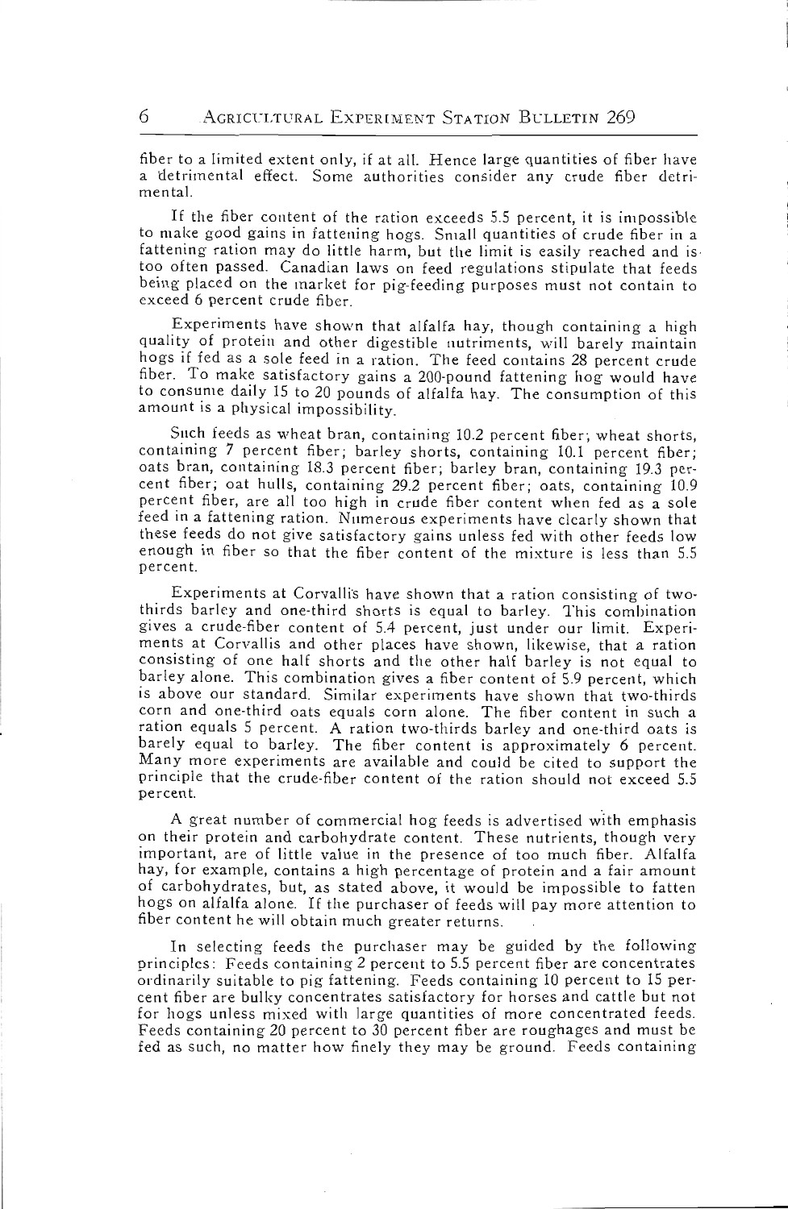fiber to a limited extent only, if at all. Hence large quantities of fiber have a detrimental effect. Some authorities consider any crude fiber detrimental.

If the fiber content of the ration exceeds 5.5 percent, it is impossible to make good gains in fattening hogs. Small quantities of crude fiber in a fattening ration may do little harm, but the limit is easily reached and is too often passed. Canadian laws on feed regulations stipulate that feeds being placed on the market for pig-feeding purposes must not contain to exceed 6 percent crude fiber.

Experiments have shown that alfalfa hay, though containing a high quality of protein and other digestible nutriments, will barely maintain hogs if fed as a sole feed in a ration. The feed contains 28 percent crude fiber. To make satisfactory gains a 200-pound fattening hog would have to consume daily 15 to 20 pounds of alfalfa hay. The consumption of this amount is a physical impossibility.

Such feeds as wheat bran, containing 10.2 percent fiber; wheat shorts, containing 7 percent fiber; barley shorts, containing 10.1 percent fiber; oats bran, containing 18.3 percent fiber; barley bran, containing 19.3 percent fiber; oat hulls, containing 29.2 percent fiber; oats, containing 10.9 percent fiber, are all too high in crude fiber content when fed as a sole feed in a fattening ration. Numerous experiments have clearly shown that these feeds do not give satisfactory gains unless fed with other feeds low enough in fiber so that the fiber content of the mixture is less than 5.5 percent.

Experiments at Corvallis have shown that a ration consisting of two-thirds barley and one-third shorts is equal to barley. This combination gives a crude-fiber content of 5.4 percent, just under our limit. Experiments at Corvallis and other places have shown, likewise, that a ration consisting of one half shorts and the other half barley is not equal to barley alone. This combination gives a fiber content of 5.9 percent, which is above our standard. Similar experiments have shown that two-thirds corn and one-third oats equals corn alone. The fiber content in such a ration equals 5 percent. A ration two-thirds barley and one-third oats is barely equal to barley. The fiber content is approximately 6 percent. Many more experiments are available and could be cited to support the principle that the crude-fiber content of the ration should not exceed 5.5 percent.

A great number of commercial hog feeds is advertised with emphasis on their protein and carbohydrate content. These nutrients, though very important, are of little value in the presence of too much fiber. Alfalfa hay, for example, contains a high percentage of protein and a fair amount of carbohydrates, but, as stated above, it would be impossible to fatten hogs on alfalfa alone. If the purchaser of feeds will pay more attention to fiber content he will obtain much greater returns.

In selecting feeds the purchaser may be guided by the following principles: Feeds containing 2 percent to 5.5 percent fiber are concentrates ordinarily suitable to pig fattening. Feeds containing 10 percent to 15 percent fiber are bulky concentrates satisfactory for horses and cattle but not for hogs unless mixed with large quantities of more concentrated feeds. Feeds containing 20 percent to 30 percent fiber are roughages and must be fed as such, no matter how finely they may be ground. Feeds containing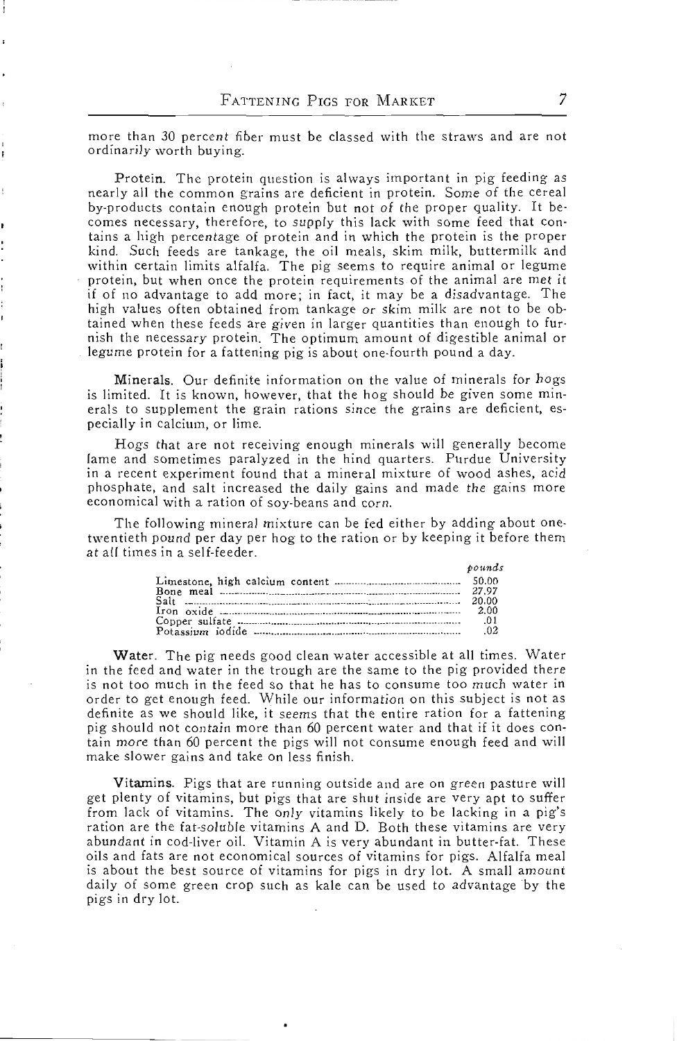more than 30 percent fiber must be classed with the straws and are not ordinarily worth buying.

**Protein.** The protein question is always important in pig feeding as nearly all the common grains are deficient in protein. Some of the cereal by-products contain enough protein but not of the proper quality. It becomes necessary, therefore, to supply this lack with some feed that contains a high percentage of protein and in which the protein is the proper kind. Such feeds are tankage, the oil meals, skim milk, buttermilk and within certain limits alfalfa. The pig seems to require animal or legume protein, but when once the protein requirements of the animal are met it if of no advantage to add more; in fact, it may be a disadvantage. The high values often obtained from tankage or skim milk are not to be obtained when these feeds are given in larger quantities than enough to furnish the necessary protein. The optimum amount of digestible animal or legume protein for a fattening pig is about one-fourth pound a day.

**Minerals.** Our definite information on the value of minerals for hogs is limited. It is known, however, that the hog should be given some minerals to supplement the grain rations since the grains are deficient, especially in calcium, or lime.

Hogs that are not receiving enough minerals will generally become lame and sometimes paralyzed in the hind quarters. Purdue University in a recent experiment found that a mineral mixture of wood ashes, acid phosphate, and salt increased the daily gains and made the gains more economical with a ration of soy-beans and corn.

The following mineral mixture can be fed either by adding about one-twentieth pound per day per hog to the ration or by keeping it before them at all times in a self-feeder.

| | *pounds* |
|---|---|
| Limestone, high calcium content | 50.00 |
| Bone meal | 27.97 |
| Salt | 20.00 |
| Iron oxide | 2.00 |
| Copper sulfate | .01 |
| Potassium iodide | .02 |

**Water.** The pig needs good clean water accessible at all times. Water in the feed and water in the trough are the same to the pig provided there is not too much in the feed so that he has to consume too much water in order to get enough feed. While our information on this subject is not as definite as we should like, it seems that the entire ration for a fattening pig should not contain more than 60 percent water and that if it does contain more than 60 percent the pigs will not consume enough feed and will make slower gains and take on less finish.

**Vitamins.** Pigs that are running outside and are on green pasture will get plenty of vitamins, but pigs that are shut inside are very apt to suffer from lack of vitamins. The only vitamins likely to be lacking in a pig's ration are the fat-soluble vitamins A and D. Both these vitamins are very abundant in cod-liver oil. Vitamin A is very abundant in butter-fat. These oils and fats are not economical sources of vitamins for pigs. Alfalfa meal is about the best source of vitamins for pigs in dry lot. A small amount daily of some green crop such as kale can be used to advantage by the pigs in dry lot.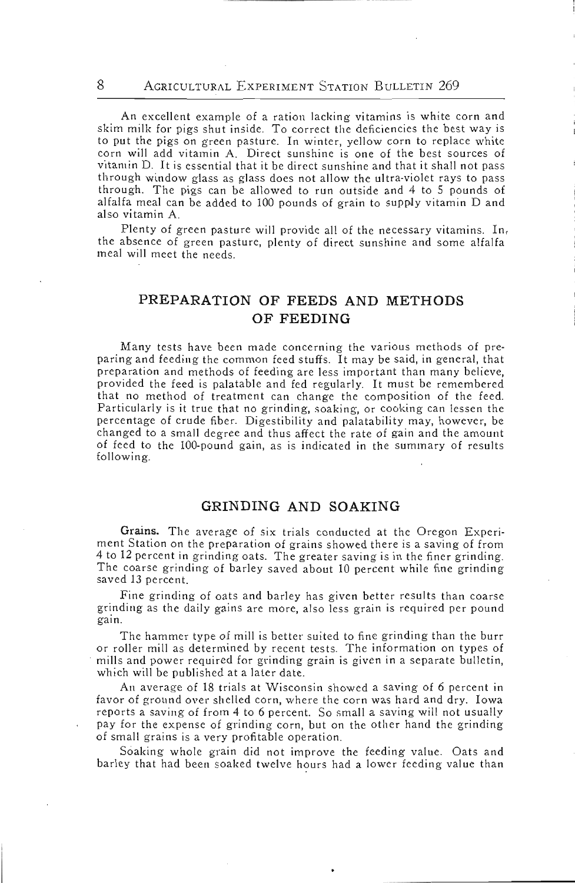An excellent example of a ration lacking vitamins is white corn and skim milk for pigs shut inside. To correct the deficiencies the best way is to put the pigs on green pasture. In winter, yellow corn to replace white corn will add vitamin A. Direct sunshine is one of the best sources of vitamin D. It is essential that it be direct sunshine and that it shall not pass through window glass as glass does not allow the ultra-violet rays to pass through. The pigs can be allowed to run outside and 4 to 5 pounds of alfalfa meal can be added to 100 pounds of grain to supply vitamin D and also vitamin A.

Plenty of green pasture will provide all of the necessary vitamins. In, the absence of green pasture, plenty of direct sunshine and some alfalfa meal will meet the needs.

## PREPARATION OF FEEDS AND METHODS OF FEEDING

Many tests have been made concerning the various methods of preparing and feeding the common feed stuffs. It may be said, in general, that preparation and methods of feeding are less important than many believe, provided the feed is palatable and fed regularly. It must be remembered that no method of treatment can change the composition of the feed. Particularly is it true that no grinding, soaking, or cooking can lessen the percentage of crude fiber. Digestibility and palatability may, however, be changed to a small degree and thus affect the rate of gain and the amount of feed to the 100-pound gain, as is indicated in the summary of results following.

## GRINDING AND SOAKING

**Grains.** The average of six trials conducted at the Oregon Experiment Station on the preparation of grains showed there is a saving of from 4 to 12 percent in grinding oats. The greater saving is in the finer grinding. The coarse grinding of barley saved about 10 percent while fine grinding saved 13 percent.

Fine grinding of oats and barley has given better results than coarse grinding as the daily gains are more, also less grain is required per pound gain.

The hammer type of mill is better suited to fine grinding than the burr or roller mill as determined by recent tests. The information on types of mills and power required for grinding grain is given in a separate bulletin, which will be published at a later date.

An average of 18 trials at Wisconsin showed a saving of 6 percent in favor of ground over shelled corn, where the corn was hard and dry. Iowa reports a saving of from 4 to 6 percent. So small a saving will not usually pay for the expense of grinding corn, but on the other hand the grinding of small grains is a very profitable operation.

Soaking whole grain did not improve the feeding value. Oats and barley that had been soaked twelve hours had a lower feeding value than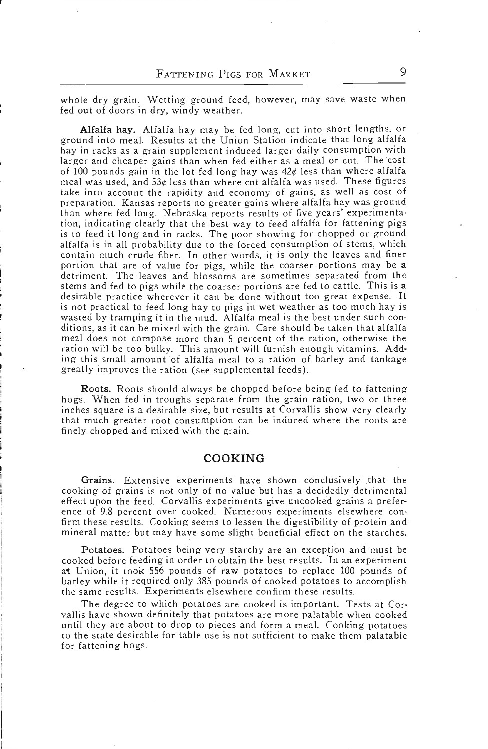whole dry grain. Wetting ground feed, however, may save waste when fed out of doors in dry, windy weather.

**Alfalfa hay.** Alfalfa hay may be fed long, cut into short lengths, or ground into meal. Results at the Union Station indicate that long alfalfa hay in racks as a grain supplement induced larger daily consumption with larger and cheaper gains than when fed either as a meal or cut. The cost of 100 pounds gain in the lot fed long hay was 42¢ less than where alfalfa meal was used, and 53¢ less than where cut alfalfa was used. These figures take into account the rapidity and economy of gains, as well as cost of preparation. Kansas reports no greater gains where alfalfa hay was ground than where fed long. Nebraska reports results of five years' experimentation, indicating clearly that the best way to feed alfalfa for fattening pigs is to feed it long and in racks. The poor showing for chopped or ground alfalfa is in all probability due to the forced consumption of stems, which contain much crude fiber. In other words, it is only the leaves and finer portion that are of value for pigs, while the coarser portions may be a detriment. The leaves and blossoms are sometimes separated from the stems and fed to pigs while the coarser portions are fed to cattle. This is a desirable practice wherever it can be done without too great expense. It is not practical to feed long hay to pigs in wet weather as too much hay is wasted by tramping it in the mud. Alfalfa meal is the best under such conditions, as it can be mixed with the grain. Care should be taken that alfalfa meal does not compose more than 5 percent of the ration, otherwise the ration will be too bulky. This amount will furnish enough vitamins. Adding this small amount of alfalfa meal to a ration of barley and tankage greatly improves the ration (see supplemental feeds).

**Roots.** Roots should always be chopped before being fed to fattening hogs. When fed in troughs separate from the grain ration, two or three inches square is a desirable size, but results at Corvallis show very clearly that much greater root consumption can be induced where the roots are finely chopped and mixed with the grain.

## COOKING

**Grains.** Extensive experiments have shown conclusively that the cooking of grains is not only of no value but has a decidedly detrimental effect upon the feed. Corvallis experiments give uncooked grains a preference of 9.8 percent over cooked. Numerous experiments elsewhere confirm these results. Cooking seems to lessen the digestibility of protein and mineral matter but may have some slight beneficial effect on the starches.

**Potatoes.** Potatoes being very starchy are an exception and must be cooked before feeding in order to obtain the best results. In an experiment at Union, it took 556 pounds of raw potatoes to replace 100 pounds of barley while it required only 385 pounds of cooked potatoes to accomplish the same results. Experiments elsewhere confirm these results.

The degree to which potatoes are cooked is important. Tests at Corvallis have shown definitely that potatoes are more palatable when cooked until they are about to drop to pieces and form a meal. Cooking potatoes to the state desirable for table use is not sufficient to make them palatable for fattening hogs.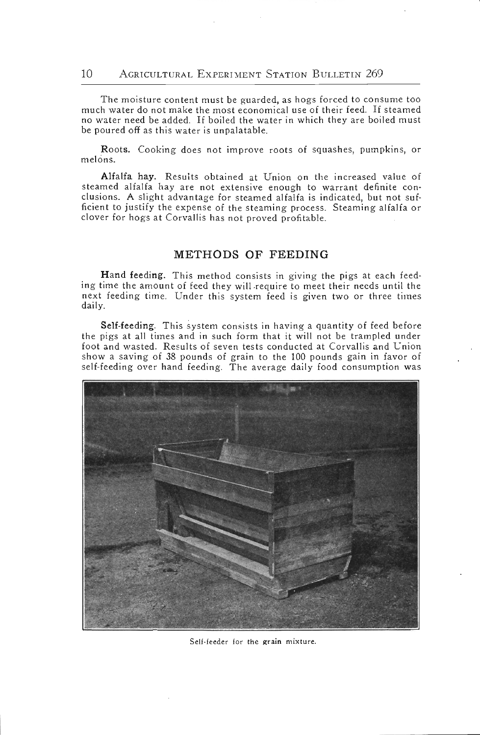The moisture content must be guarded, as hogs forced to consume too much water do not make the most economical use of their feed. If steamed no water need be added. If boiled the water in which they are boiled must be poured off as this water is unpalatable.

**Roots.** Cooking does not improve roots of squashes, pumpkins, or melons.

**Alfalfa hay.** Results obtained at Union on the increased value of steamed alfalfa hay are not extensive enough to warrant definite conclusions. A slight advantage for steamed alfalfa is indicated, but not sufficient to justify the expense of the steaming process. Steaming alfalfa or clover for hogs at Corvallis has not proved profitable.

## METHODS OF FEEDING

**Hand feeding.** This method consists in giving the pigs at each feeding time the amount of feed they will require to meet their needs until the next feeding time. Under this system feed is given two or three times daily.

**Self-feeding.** This system consists in having a quantity of feed before the pigs at all times and in such form that it will not be trampled under foot and wasted. Results of seven tests conducted at Corvallis and Union show a saving of 38 pounds of grain to the 100 pounds gain in favor of self-feeding over hand feeding. The average daily food consumption was

Self-feeder for the grain mixture.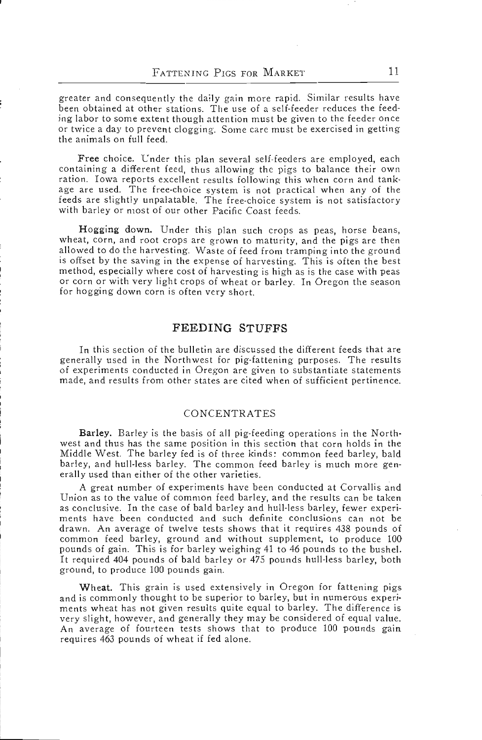greater and consequently the daily gain more rapid. Similar results have been obtained at other stations. The use of a self-feeder reduces the feeding labor to some extent though attention must be given to the feeder once or twice a day to prevent clogging. Some care must be exercised in getting the animals on full feed.

**Free choice.** Under this plan several self-feeders are employed, each containing a different feed, thus allowing the pigs to balance their own ration. Iowa reports excellent results following this when corn and tankage are used. The free-choice system is not practical when any of the feeds are slightly unpalatable. The free-choice system is not satisfactory with barley or most of our other Pacific Coast feeds.

**Hogging down.** Under this plan such crops as peas, horse beans, wheat, corn, and root crops are grown to maturity, and the pigs are then allowed to do the harvesting. Waste of feed from tramping into the ground is offset by the saving in the expense of harvesting. This is often the best method, especially where cost of harvesting is high as is the case with peas or corn or with very light crops of wheat or barley. In Oregon the season for hogging down corn is often very short.

## FEEDING STUFFS

In this section of the bulletin are discussed the different feeds that are generally used in the Northwest for pig-fattening purposes. The results of experiments conducted in Oregon are given to substantiate statements made, and results from other states are cited when of sufficient pertinence.

### CONCENTRATES

**Barley.** Barley is the basis of all pig-feeding operations in the Northwest and thus has the same position in this section that corn holds in the Middle West. The barley fed is of three kinds: common feed barley, bald barley, and hull-less barley. The common feed barley is much more generally used than either of the other varieties.

A great number of experiments have been conducted at Corvallis and Union as to the value of common feed barley, and the results can be taken as conclusive. In the case of bald barley and hull-less barley, fewer experiments have been conducted and such definite conclusions can not be drawn. An average of twelve tests shows that it requires 438 pounds of common feed barley, ground and without supplement, to produce 100 pounds of gain. This is for barley weighing 41 to 46 pounds to the bushel. It required 404 pounds of bald barley or 475 pounds hull-less barley, both ground, to produce 100 pounds gain.

**Wheat.** This grain is used extensively in Oregon for fattening pigs and is commonly thought to be superior to barley, but in numerous experiments wheat has not given results quite equal to barley. The difference is very slight, however, and generally they may be considered of equal value. An average of fourteen tests shows that to produce 100 pounds gain requires 463 pounds of wheat if fed alone.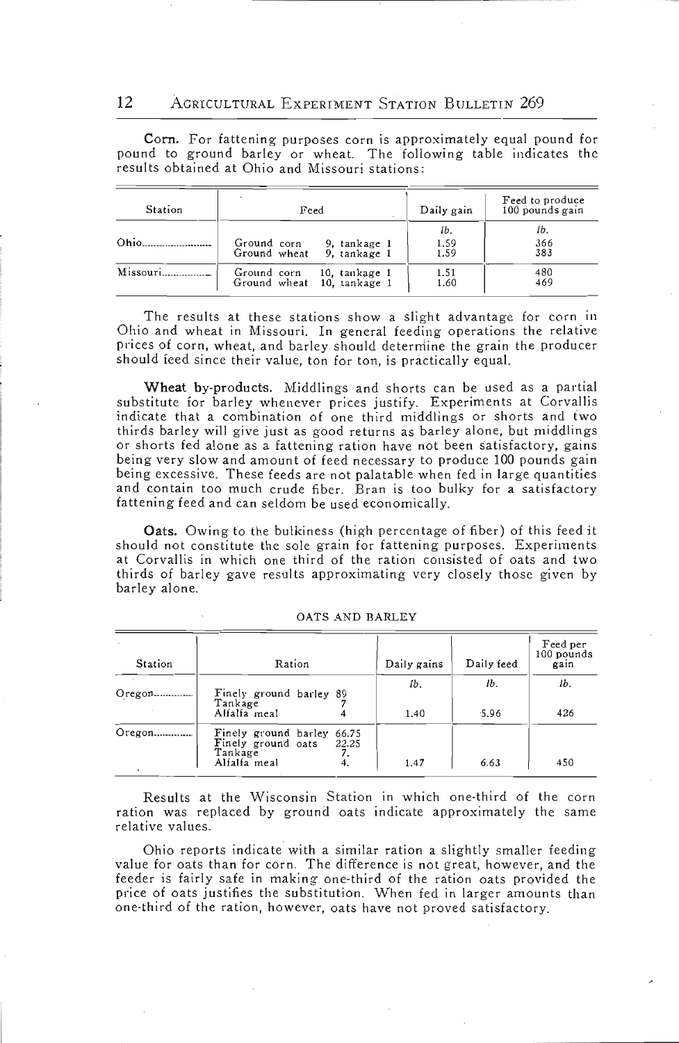**Corn.** For fattening purposes corn is approximately equal pound for pound to ground barley or wheat. The following table indicates the results obtained at Ohio and Missouri stations:

| Station | Feed | Daily gain | Feed to produce 100 pounds gain |
|---|---|---|---|
| | | lb. | lb. |
| Ohio | Ground corn 9, tankage 1 | 1.59 | 366 |
| | Ground wheat 9, tankage 1 | 1.59 | 383 |
| Missouri | Ground corn 10, tankage 1 | 1.51 | 480 |
| | Ground wheat 10, tankage 1 | 1.60 | 469 |

The results at these stations show a slight advantage for corn in Ohio and wheat in Missouri. In general feeding operations the relative prices of corn, wheat, and barley should determine the grain the producer should feed since their value, ton for ton, is practically equal.

**Wheat by-products.** Middlings and shorts can be used as a partial substitute for barley whenever prices justify. Experiments at Corvallis indicate that a combination of one third middlings or shorts and two thirds barley will give just as good returns as barley alone, but middlings or shorts fed alone as a fattening ration have not been satisfactory, gains being very slow and amount of feed necessary to produce 100 pounds gain being excessive. These feeds are not palatable when fed in large quantities and contain too much crude fiber. Bran is too bulky for a satisfactory fattening feed and can seldom be used economically.

**Oats.** Owing to the bulkiness (high percentage of fiber) of this feed it should not constitute the sole grain for fattening purposes. Experiments at Corvallis in which one third of the ration consisted of oats and two thirds of barley gave results approximating very closely those given by barley alone.

OATS AND BARLEY

| Station | Ration | Daily gains | Daily feed | Feed per 100 pounds gain |
|---|---|---|---|---|
| | | lb. | lb. | lb. |
| Oregon | Finely ground barley 89<br>Tankage 7<br>Alfalfa meal 4 | 1.40 | 5.96 | 426 |
| Oregon | Finely ground barley 66.75<br>Finely ground oats 22.25<br>Tankage 7.<br>Alfalfa meal 4. | 1.47 | 6.63 | 450 |

Results at the Wisconsin Station in which one-third of the corn ration was replaced by ground oats indicate approximately the same relative values.

Ohio reports indicate with a similar ration a slightly smaller feeding value for oats than for corn. The difference is not great, however, and the feeder is fairly safe in making one-third of the ration oats provided the price of oats justifies the substitution. When fed in larger amounts than one-third of the ration, however, oats have not proved satisfactory.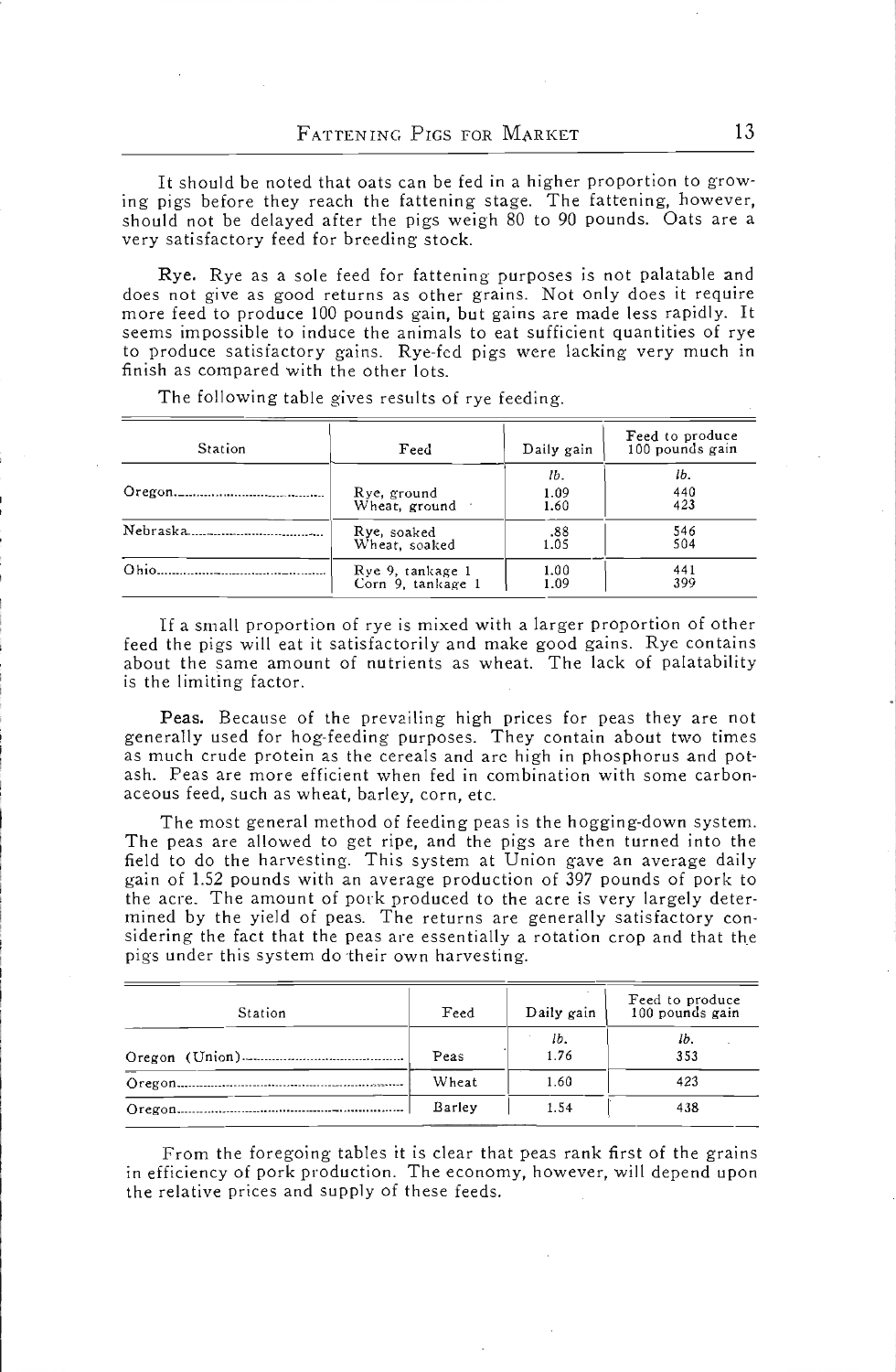It should be noted that oats can be fed in a higher proportion to growing pigs before they reach the fattening stage. The fattening, however, should not be delayed after the pigs weigh 80 to 90 pounds. Oats are a very satisfactory feed for breeding stock.

**Rye.** Rye as a sole feed for fattening purposes is not palatable and does not give as good returns as other grains. Not only does it require more feed to produce 100 pounds gain, but gains are made less rapidly. It seems impossible to induce the animals to eat sufficient quantities of rye to produce satisfactory gains. Rye-fed pigs were lacking very much in finish as compared with the other lots.

The following table gives results of rye feeding.

| Station | Feed | Daily gain | Feed to produce 100 pounds gain |
|---|---|---|---|
| | | *lb.* | *lb.* |
| Oregon | Rye, ground | 1.09 | 440 |
| | Wheat, ground | 1.60 | 423 |
| Nebraska | Rye, soaked | .88 | 546 |
| | Wheat, soaked | 1.05 | 504 |
| Ohio | Rye 9, tankage 1 | 1.00 | 441 |
| | Corn 9, tankage 1 | 1.09 | 399 |

If a small proportion of rye is mixed with a larger proportion of other feed the pigs will eat it satisfactorily and make good gains. Rye contains about the same amount of nutrients as wheat. The lack of palatability is the limiting factor.

**Peas.** Because of the prevailing high prices for peas they are not generally used for hog-feeding purposes. They contain about two times as much crude protein as the cereals and are high in phosphorus and potash. Peas are more efficient when fed in combination with some carbonaceous feed, such as wheat, barley, corn, etc.

The most general method of feeding peas is the hogging-down system. The peas are allowed to get ripe, and the pigs are then turned into the field to do the harvesting. This system at Union gave an average daily gain of 1.52 pounds with an average production of 397 pounds of pork to the acre. The amount of pork produced to the acre is very largely determined by the yield of peas. The returns are generally satisfactory considering the fact that the peas are essentially a rotation crop and that the pigs under this system do their own harvesting.

| Station | Feed | Daily gain | Feed to produce 100 pounds gain |
|---|---|---|---|
| | | *lb.* | *lb.* |
| Oregon (Union) | Peas | 1.76 | 353 |
| Oregon | Wheat | 1.60 | 423 |
| Oregon | Barley | 1.54 | 438 |

From the foregoing tables it is clear that peas rank first of the grains in efficiency of pork production. The economy, however, will depend upon the relative prices and supply of these feeds.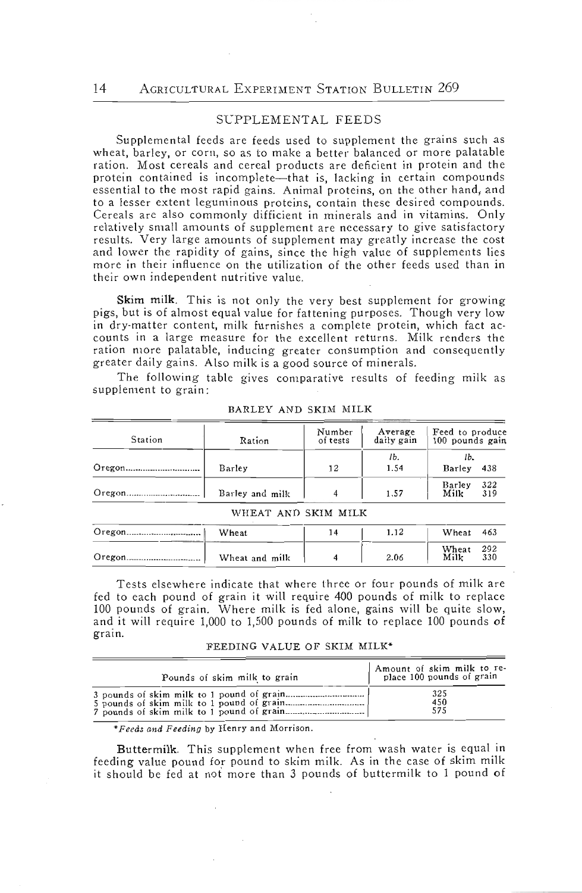## SUPPLEMENTAL FEEDS

Supplemental feeds are feeds used to supplement the grains such as wheat, barley, or corn, so as to make a better balanced or more palatable ration. Most cereals and cereal products are deficient in protein and the protein contained is incomplete—that is, lacking in certain compounds essential to the most rapid gains. Animal proteins, on the other hand, and to a lesser extent leguminous proteins, contain these desired compounds. Cereals are also commonly difficient in minerals and in vitamins. Only relatively small amounts of supplement are necessary to give satisfactory results. Very large amounts of supplement may greatly increase the cost and lower the rapidity of gains, since the high value of supplements lies more in their influence on the utilization of the other feeds used than in their own independent nutritive value.

**Skim milk**. This is not only the very best supplement for growing pigs, but is of almost equal value for fattening purposes. Though very low in dry-matter content, milk furnishes a complete protein, which fact accounts in a large measure for the excellent returns. Milk renders the ration more palatable, inducing greater consumption and consequently greater daily gains. Also milk is a good source of minerals.

The following table gives comparative results of feeding milk as supplement to grain:

BARLEY AND SKIM MILK

| Station | Ration | Number of tests | Average daily gain | Feed to produce 100 pounds gain |
|---|---|---|---|---|
| | | | *lb.* | *lb.* |
| Oregon | Barley | 12 | 1.54 | Barley 438 |
| Oregon | Barley and milk | 4 | 1.57 | Barley 322<br>Milk 319 |
| WHEAT AND SKIM MILK | | | | |
| Oregon | Wheat | 14 | 1.12 | Wheat 463 |
| Oregon | Wheat and milk | 4 | 2.06 | Wheat 292<br>Milk 330 |

Tests elsewhere indicate that where three or four pounds of milk are fed to each pound of grain it will require 400 pounds of milk to replace 100 pounds of grain. Where milk is fed alone, gains will be quite slow, and it will require 1,000 to 1,500 pounds of milk to replace 100 pounds of grain.

FEEDING VALUE OF SKIM MILK*

| Pounds of skim milk to grain | Amount of skim milk to replace 100 pounds of grain |
|---|---|
| 3 pounds of skim milk to 1 pound of grain | 325 |
| 5 pounds of skim milk to 1 pound of grain | 450 |
| 7 pounds of skim milk to 1 pound of grain | 575 |

**Feeds and Feeding* by Henry and Morrison.

**Buttermilk**. This supplement when free from wash water is equal in feeding value pound for pound to skim milk. As in the case of skim milk it should be fed at not more than 3 pounds of buttermilk to 1 pound of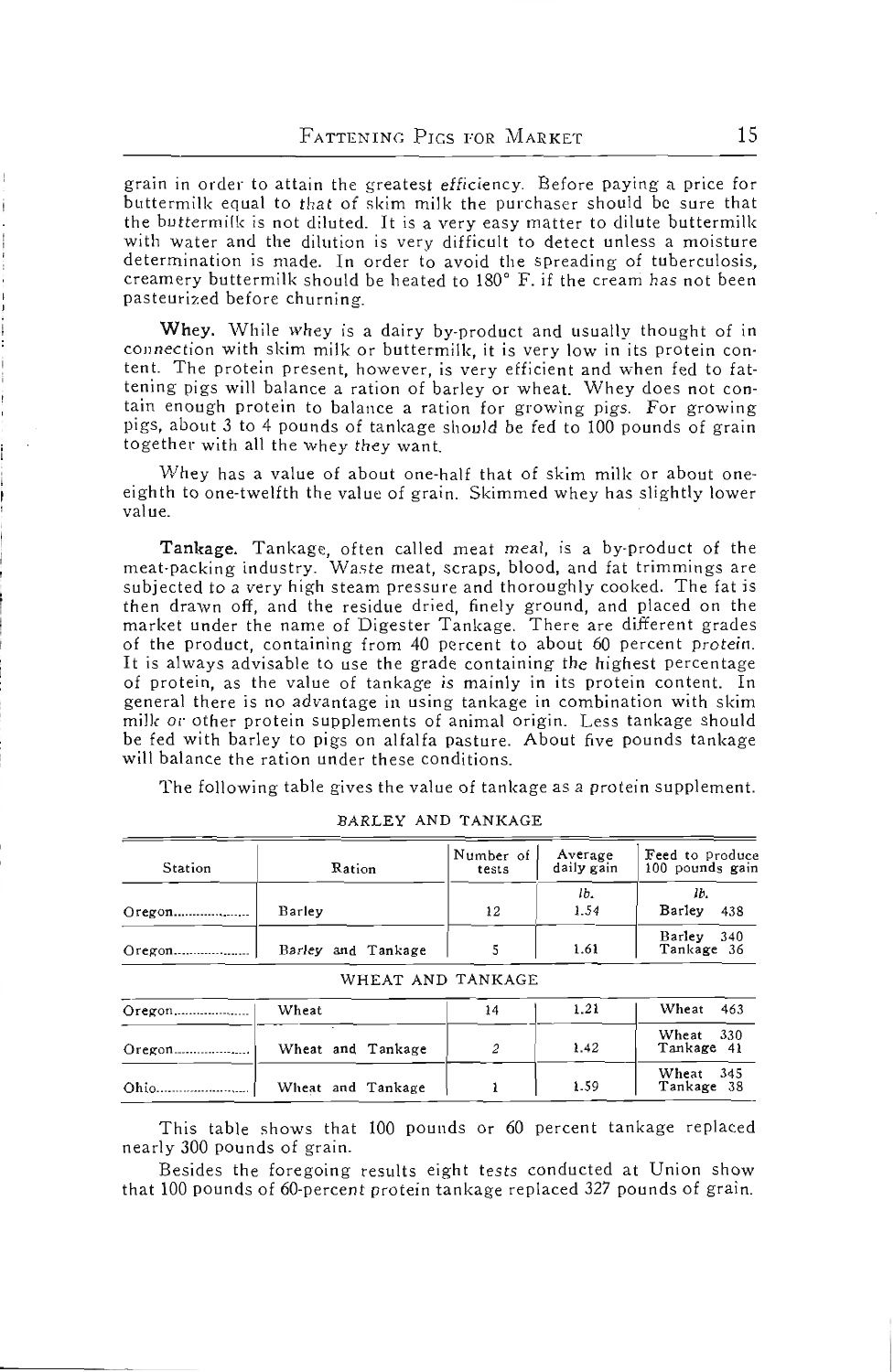grain in order to attain the greatest efficiency. Before paying a price for buttermilk equal to that of skim milk the purchaser should be sure that the buttermilk is not diluted. It is a very easy matter to dilute buttermilk with water and the dilution is very difficult to detect unless a moisture determination is made. In order to avoid the spreading of tuberculosis, creamery buttermilk should be heated to 180° F. if the cream has not been pasteurized before churning.

**Whey.** While whey is a dairy by-product and usually thought of in connection with skim milk or buttermilk, it is very low in its protein content. The protein present, however, is very efficient and when fed to fattening pigs will balance a ration of barley or wheat. Whey does not contain enough protein to balance a ration for growing pigs. For growing pigs, about 3 to 4 pounds of tankage should be fed to 100 pounds of grain together with all the whey they want.

Whey has a value of about one-half that of skim milk or about one-eighth to one-twelfth the value of grain. Skimmed whey has slightly lower value.

**Tankage.** Tankage, often called meat meal, is a by-product of the meat-packing industry. Waste meat, scraps, blood, and fat trimmings are subjected to a very high steam pressure and thoroughly cooked. The fat is then drawn off, and the residue dried, finely ground, and placed on the market under the name of Digester Tankage. There are different grades of the product, containing from 40 percent to about 60 percent protein. It is always advisable to use the grade containing the highest percentage of protein, as the value of tankage is mainly in its protein content. In general there is no advantage in using tankage in combination with skim milk or other protein supplements of animal origin. Less tankage should be fed with barley to pigs on alfalfa pasture. About five pounds tankage will balance the ration under these conditions.

The following table gives the value of tankage as a protein supplement.

BARLEY AND TANKAGE

| Station | Ration | Number of tests | Average daily gain | Feed to produce 100 pounds gain |
|---|---|---|---|---|
| | | | lb. | lb. |
| Oregon | Barley | 12 | 1.54 | Barley 438 |
| Oregon | Barley and Tankage | 5 | 1.61 | Barley 340<br>Tankage 36 |
| **WHEAT AND TANKAGE** | | | | |
| Oregon | Wheat | 14 | 1.21 | Wheat 463 |
| Oregon | Wheat and Tankage | 2 | 1.42 | Wheat 330<br>Tankage 41 |
| Ohio | Wheat and Tankage | 1 | 1.59 | Wheat 345<br>Tankage 38 |

This table shows that 100 pounds or 60 percent tankage replaced nearly 300 pounds of grain.

Besides the foregoing results eight tests conducted at Union show that 100 pounds of 60-percent protein tankage replaced 327 pounds of grain.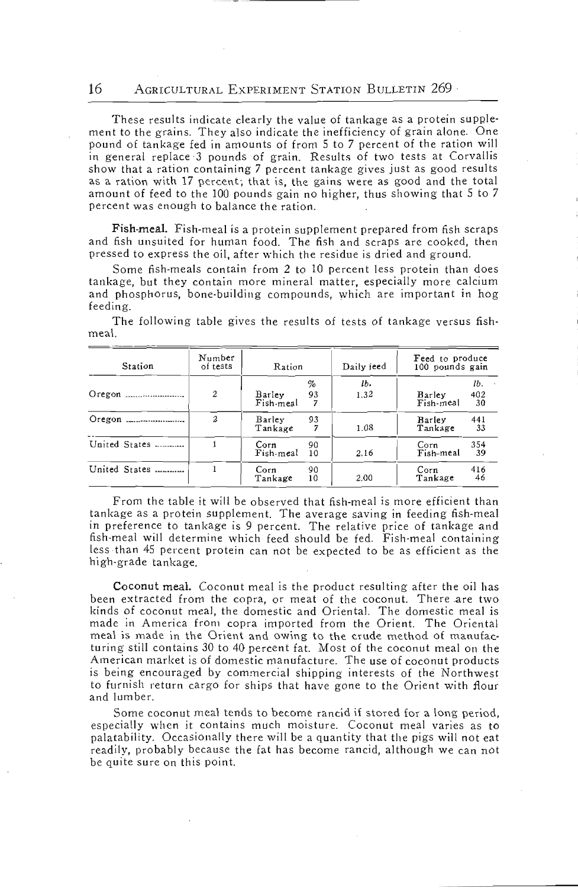These results indicate clearly the value of tankage as a protein supplement to the grains. They also indicate the inefficiency of grain alone. One pound of tankage fed in amounts of from 5 to 7 percent of the ration will in general replace 3 pounds of grain. Results of two tests at Corvallis show that a ration containing 7 percent tankage gives just as good results as a ration with 17 percent; that is, the gains were as good and the total amount of feed to the 100 pounds gain no higher, thus showing that 5 to 7 percent was enough to balance the ration.

**Fish-meal.** Fish-meal is a protein supplement prepared from fish scraps and fish unsuited for human food. The fish and scraps are cooked, then pressed to express the oil, after which the residue is dried and ground.

Some fish-meals contain from 2 to 10 percent less protein than does tankage, but they contain more mineral matter, especially more calcium and phosphorus, bone-building compounds, which are important in hog feeding.

The following table gives the results of tests of tankage versus fish-meal.

| Station | Number of tests | Ration | | Daily feed | Feed to produce 100 pounds gain | |
|---|---|---|---|---|---|---|
| | | | % | lb. | | lb. |
| Oregon | 2 | Barley<br>Fish-meal | 93<br>7 | 1.32 | Barley<br>Fish-meal | 402<br>30 |
| Oregon | 2 | Barley<br>Tankage | 93<br>7 | 1.08 | Barley<br>Tankage | 441<br>33 |
| United States | 1 | Corn<br>Fish-meal | 90<br>10 | 2.16 | Corn<br>Fish-meal | 354<br>39 |
| United States | 1 | Corn<br>Tankage | 90<br>10 | 2.00 | Corn<br>Tankage | 416<br>46 |

From the table it will be observed that fish-meal is more efficient than tankage as a protein supplement. The average saving in feeding fish-meal in preference to tankage is 9 percent. The relative price of tankage and fish-meal will determine which feed should be fed. Fish-meal containing less than 45 percent protein can not be expected to be as efficient as the high-grade tankage.

**Coconut meal.** Coconut meal is the product resulting after the oil has been extracted from the copra, or meat of the coconut. There are two kinds of coconut meal, the domestic and Oriental. The domestic meal is made in America from copra imported from the Orient. The Oriental meal is made in the Orient and owing to the crude method of manufacturing still contains 30 to 40 percent fat. Most of the coconut meal on the American market is of domestic manufacture. The use of coconut products is being encouraged by commercial shipping interests of the Northwest to furnish return cargo for ships that have gone to the Orient with flour and lumber.

Some coconut meal tends to become rancid if stored for a long period, especially when it contains much moisture. Coconut meal varies as to palatability. Occasionally there will be a quantity that the pigs will not eat readily, probably because the fat has become rancid, although we can not be quite sure on this point.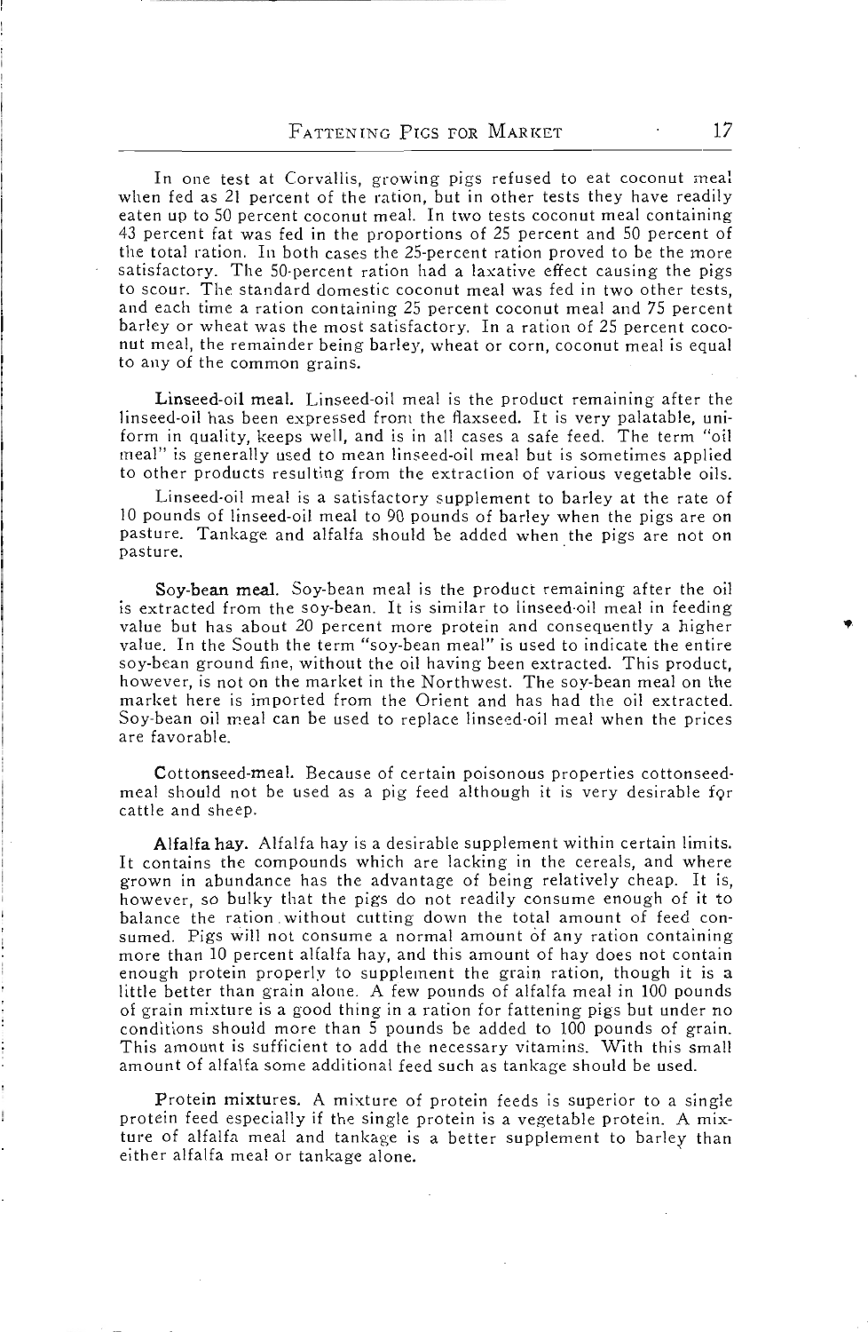In one test at Corvallis, growing pigs refused to eat coconut meal when fed as 21 percent of the ration, but in other tests they have readily eaten up to 50 percent coconut meal. In two tests coconut meal containing 43 percent fat was fed in the proportions of 25 percent and 50 percent of the total ration. In both cases the 25-percent ration proved to be the more satisfactory. The 50-percent ration had a laxative effect causing the pigs to scour. The standard domestic coconut meal was fed in two other tests, and each time a ration containing 25 percent coconut meal and 75 percent barley or wheat was the most satisfactory. In a ration of 25 percent coconut meal, the remainder being barley, wheat or corn, coconut meal is equal to any of the common grains.

**Linseed-oil meal.** Linseed-oil meal is the product remaining after the linseed-oil has been expressed from the flaxseed. It is very palatable, uniform in quality, keeps well, and is in all cases a safe feed. The term "oil meal" is generally used to mean linseed-oil meal but is sometimes applied to other products resulting from the extraction of various vegetable oils.

Linseed-oil meal is a satisfactory supplement to barley at the rate of 10 pounds of linseed-oil meal to 90 pounds of barley when the pigs are on pasture. Tankage and alfalfa should be added when the pigs are not on pasture.

**Soy-bean meal.** Soy-bean meal is the product remaining after the oil is extracted from the soy-bean. It is similar to linseed-oil meal in feeding value but has about 20 percent more protein and consequently a higher value. In the South the term "soy-bean meal" is used to indicate the entire soy-bean ground fine, without the oil having been extracted. This product, however, is not on the market in the Northwest. The soy-bean meal on the market here is imported from the Orient and has had the oil extracted. Soy-bean oil meal can be used to replace linseed-oil meal when the prices are favorable.

**Cottonseed-meal.** Because of certain poisonous properties cottonseed-meal should not be used as a pig feed although it is very desirable for cattle and sheep.

**Alfalfa hay.** Alfalfa hay is a desirable supplement within certain limits. It contains the compounds which are lacking in the cereals, and where grown in abundance has the advantage of being relatively cheap. It is, however, so bulky that the pigs do not readily consume enough of it to balance the ration without cutting down the total amount of feed consumed. Pigs will not consume a normal amount of any ration containing more than 10 percent alfalfa hay, and this amount of hay does not contain enough protein properly to supplement the grain ration, though it is a little better than grain alone. A few pounds of alfalfa meal in 100 pounds of grain mixture is a good thing in a ration for fattening pigs but under no conditions should more than 5 pounds be added to 100 pounds of grain. This amount is sufficient to add the necessary vitamins. With this small amount of alfalfa some additional feed such as tankage should be used.

**Protein mixtures.** A mixture of protein feeds is superior to a single protein feed especially if the single protein is a vegetable protein. A mixture of alfalfa meal and tankage is a better supplement to barley than either alfalfa meal or tankage alone.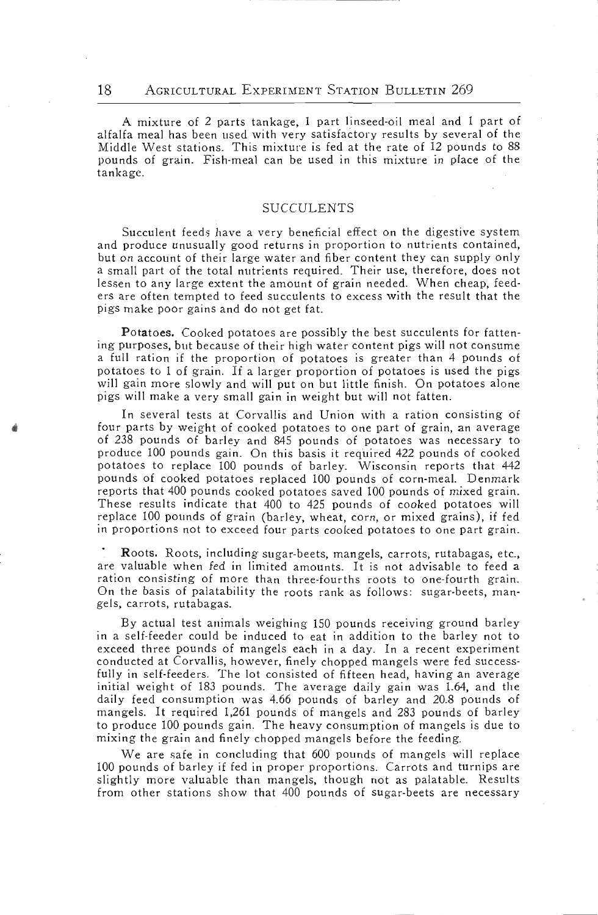A mixture of 2 parts tankage, 1 part linseed-oil meal and 1 part of alfalfa meal has been used with very satisfactory results by several of the Middle West stations. This mixture is fed at the rate of 12 pounds to 88 pounds of grain. Fish-meal can be used in this mixture in place of the tankage.

## SUCCULENTS

Succulent feeds have a very beneficial effect on the digestive system and produce unusually good returns in proportion to nutrients contained, but on account of their large water and fiber content they can supply only a small part of the total nutrients required. Their use, therefore, does not lessen to any large extent the amount of grain needed. When cheap, feeders are often tempted to feed succulents to excess with the result that the pigs make poor gains and do not get fat.

**Potatoes.** Cooked potatoes are possibly the best succulents for fattening purposes, but because of their high water content pigs will not consume a full ration if the proportion of potatoes is greater than 4 pounds of potatoes to 1 of grain. If a larger proportion of potatoes is used the pigs will gain more slowly and will put on but little finish. On potatoes alone pigs will make a very small gain in weight but will not fatten.

In several tests at Corvallis and Union with a ration consisting of four parts by weight of cooked potatoes to one part of grain, an average of 238 pounds of barley and 845 pounds of potatoes was necessary to produce 100 pounds gain. On this basis it required 422 pounds of cooked potatoes to replace 100 pounds of barley. Wisconsin reports that 442 pounds of cooked potatoes replaced 100 pounds of corn-meal. Denmark reports that 400 pounds cooked potatoes saved 100 pounds of mixed grain. These results indicate that 400 to 425 pounds of cooked potatoes will replace 100 pounds of grain (barley, wheat, corn, or mixed grains), if fed in proportions not to exceed four parts cooked potatoes to one part grain.

**Roots.** Roots, including sugar-beets, mangels, carrots, rutabagas, etc., are valuable when fed in limited amounts. It is not advisable to feed a ration consisting of more than three-fourths roots to one-fourth grain. On the basis of palatability the roots rank as follows: sugar-beets, mangels, carrots, rutabagas.

By actual test animals weighing 150 pounds receiving ground barley in a self-feeder could be induced to eat in addition to the barley not to exceed three pounds of mangels each in a day. In a recent experiment conducted at Corvallis, however, finely chopped mangels were fed successfully in self-feeders. The lot consisted of fifteen head, having an average initial weight of 183 pounds. The average daily gain was 1.64, and the daily feed consumption was 4.66 pounds of barley and 20.8 pounds of mangels. It required 1,261 pounds of mangels and 283 pounds of barley to produce 100 pounds gain. The heavy consumption of mangels is due to mixing the grain and finely chopped mangels before the feeding.

We are safe in concluding that 600 pounds of mangels will replace 100 pounds of barley if fed in proper proportions. Carrots and turnips are slightly more valuable than mangels, though not as palatable. Results from other stations show that 400 pounds of sugar-beets are necessary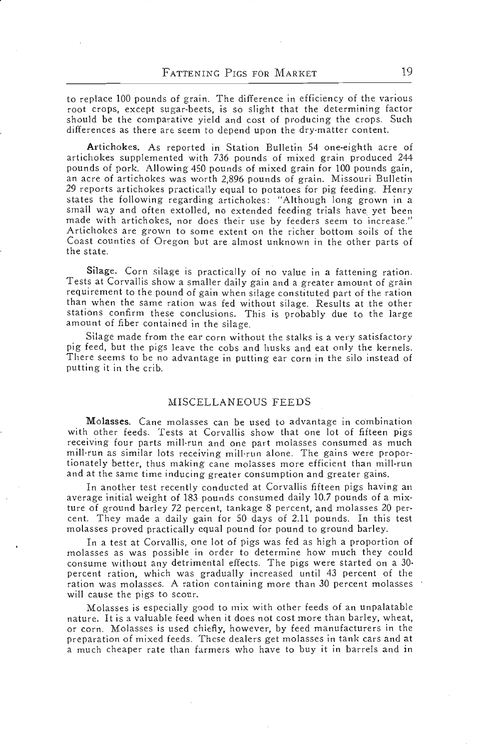to replace 100 pounds of grain. The difference in efficiency of the various root crops, except sugar-beets, is so slight that the determining factor should be the comparative yield and cost of producing the crops. Such differences as there are seem to depend upon the dry-matter content.

**Artichokes.** As reported in Station Bulletin 54 one-eighth acre of artichokes supplemented with 736 pounds of mixed grain produced 244 pounds of pork. Allowing 450 pounds of mixed grain for 100 pounds gain, an acre of artichokes was worth 2,896 pounds of grain. Missouri Bulletin 29 reports artichokes practically equal to potatoes for pig feeding. Henry states the following regarding artichokes: "Although long grown in a small way and often extolled, no extended feeding trials have yet been made with artichokes, nor does their use by feeders seem to increase." Artichokes are grown to some extent on the richer bottom soils of the Coast counties of Oregon but are almost unknown in the other parts of the state.

**Silage.** Corn silage is practically of no value in a fattening ration. Tests at Corvallis show a smaller daily gain and a greater amount of grain requirement to the pound of gain when silage constituted part of the ration than when the same ration was fed without silage. Results at the other stations confirm these conclusions. This is probably due to the large amount of fiber contained in the silage.

Silage made from the ear corn without the stalks is a very satisfactory pig feed, but the pigs leave the cobs and husks and eat only the kernels. There seems to be no advantage in putting ear corn in the silo instead of putting it in the crib.

## MISCELLANEOUS FEEDS

**Molasses.** Cane molasses can be used to advantage in combination with other feeds. Tests at Corvallis show that one lot of fifteen pigs receiving four parts mill-run and one part molasses consumed as much mill-run as similar lots receiving mill-run alone. The gains were proportionately better, thus making cane molasses more efficient than mill-run and at the same time inducing greater consumption and greater gains.

In another test recently conducted at Corvallis fifteen pigs having an average initial weight of 183 pounds consumed daily 10.7 pounds of a mixture of ground barley 72 percent, tankage 8 percent, and molasses 20 percent. They made a daily gain for 50 days of 2.11 pounds. In this test molasses proved practically equal pound for pound to ground barley.

In a test at Corvallis, one lot of pigs was fed as high a proportion of molasses as was possible in order to determine how much they could consume without any detrimental effects. The pigs were started on a 30-percent ration, which was gradually increased until 43 percent of the ration was molasses. A ration containing more than 30 percent molasses will cause the pigs to scour.

Molasses is especially good to mix with other feeds of an unpalatable nature. It is a valuable feed when it does not cost more than barley, wheat, or corn. Molasses is used chiefly, however, by feed manufacturers in the preparation of mixed feeds. These dealers get molasses in tank cars and at a much cheaper rate than farmers who have to buy it in barrels and in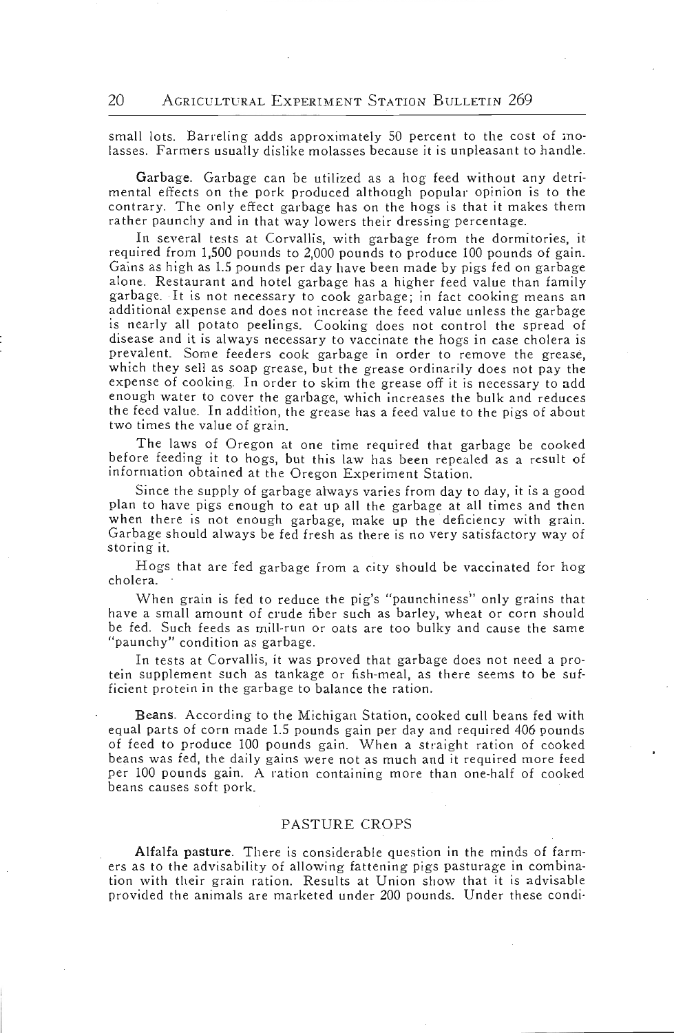small lots. Barreling adds approximately 50 percent to the cost of molasses. Farmers usually dislike molasses because it is unpleasant to handle.

**Garbage.** Garbage can be utilized as a hog feed without any detrimental effects on the pork produced although popular opinion is to the contrary. The only effect garbage has on the hogs is that it makes them rather paunchy and in that way lowers their dressing percentage.

In several tests at Corvallis, with garbage from the dormitories, it required from 1,500 pounds to 2,000 pounds to produce 100 pounds of gain. Gains as high as 1.5 pounds per day have been made by pigs fed on garbage alone. Restaurant and hotel garbage has a higher feed value than family garbage. It is not necessary to cook garbage; in fact cooking means an additional expense and does not increase the feed value unless the garbage is nearly all potato peelings. Cooking does not control the spread of disease and it is always necessary to vaccinate the hogs in case cholera is prevalent. Some feeders cook garbage in order to remove the grease, which they sell as soap grease, but the grease ordinarily does not pay the expense of cooking. In order to skim the grease off it is necessary to add enough water to cover the garbage, which increases the bulk and reduces the feed value. In addition, the grease has a feed value to the pigs of about two times the value of grain.

The laws of Oregon at one time required that garbage be cooked before feeding it to hogs, but this law has been repealed as a result of information obtained at the Oregon Experiment Station.

Since the supply of garbage always varies from day to day, it is a good plan to have pigs enough to eat up all the garbage at all times and then when there is not enough garbage, make up the deficiency with grain. Garbage should always be fed fresh as there is no very satisfactory way of storing it.

Hogs that are fed garbage from a city should be vaccinated for hog cholera.

When grain is fed to reduce the pig's "paunchiness" only grains that have a small amount of crude fiber such as barley, wheat or corn should be fed. Such feeds as mill-run or oats are too bulky and cause the same "paunchy" condition as garbage.

In tests at Corvallis, it was proved that garbage does not need a protein supplement such as tankage or fish-meal, as there seems to be sufficient protein in the garbage to balance the ration.

**Beans.** According to the Michigan Station, cooked cull beans fed with equal parts of corn made 1.5 pounds gain per day and required 406 pounds of feed to produce 100 pounds gain. When a straight ration of cooked beans was fed, the daily gains were not as much and it required more feed per 100 pounds gain. A ration containing more than one-half of cooked beans causes soft pork.

## PASTURE CROPS

**Alfalfa pasture.** There is considerable question in the minds of farmers as to the advisability of allowing fattening pigs pasturage in combination with their grain ration. Results at Union show that it is advisable provided the animals are marketed under 200 pounds. Under these condi-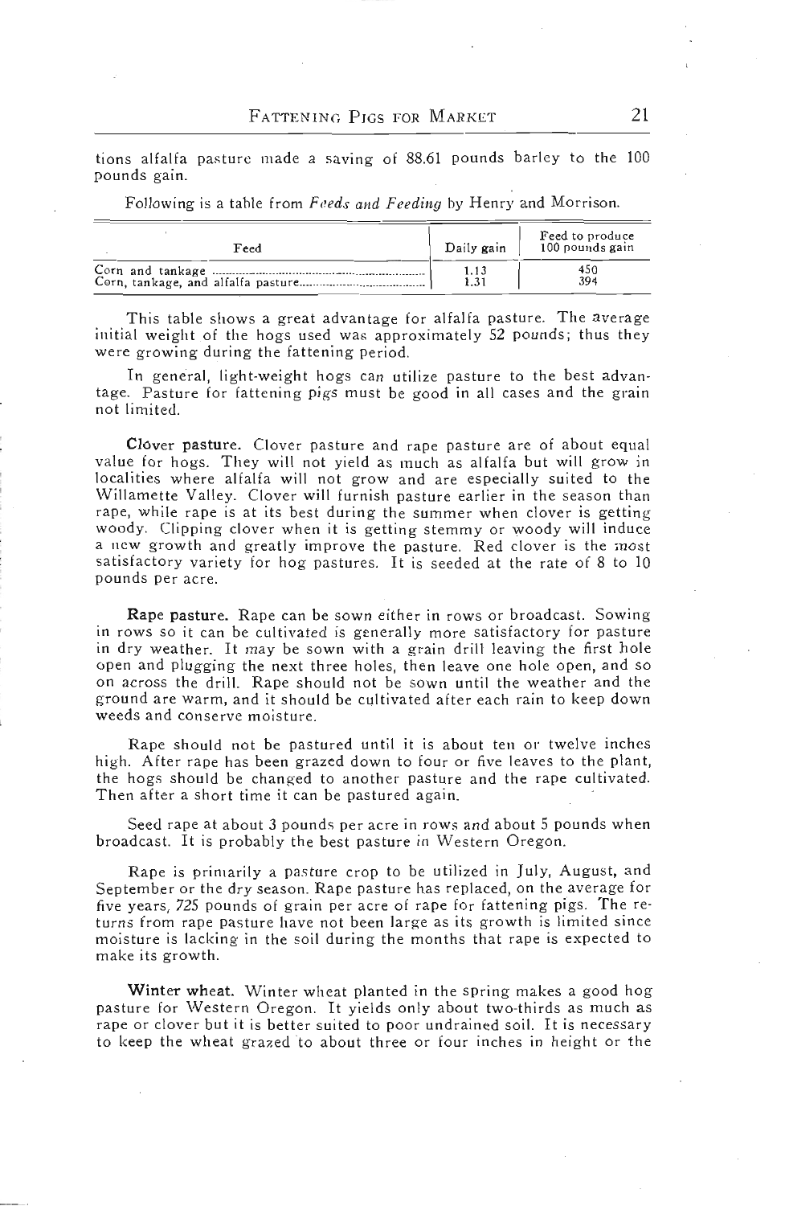tions alfalfa pasture made a saving of 88.61 pounds barley to the 100 pounds gain.

Following is a table from *Feeds and Feeding* by Henry and Morrison.

| Feed | Daily gain | Feed to produce 100 pounds gain |
|---|---|---|
| Corn and tankage | 1.13 | 450 |
| Corn, tankage, and alfalfa pasture | 1.31 | 394 |

This table shows a great advantage for alfalfa pasture. The average initial weight of the hogs used was approximately 52 pounds; thus they were growing during the fattening period.

In general, light-weight hogs can utilize pasture to the best advantage. Pasture for fattening pigs must be good in all cases and the grain not limited.

**Clover pasture.** Clover pasture and rape pasture are of about equal value for hogs. They will not yield as much as alfalfa but will grow in localities where alfalfa will not grow and are especially suited to the Willamette Valley. Clover will furnish pasture earlier in the season than rape, while rape is at its best during the summer when clover is getting woody. Clipping clover when it is getting stemmy or woody will induce a new growth and greatly improve the pasture. Red clover is the most satisfactory variety for hog pastures. It is seeded at the rate of 8 to 10 pounds per acre.

**Rape pasture.** Rape can be sown either in rows or broadcast. Sowing in rows so it can be cultivated is generally more satisfactory for pasture in dry weather. It may be sown with a grain drill leaving the first hole open and plugging the next three holes, then leave one hole open, and so on across the drill. Rape should not be sown until the weather and the ground are warm, and it should be cultivated after each rain to keep down weeds and conserve moisture.

Rape should not be pastured until it is about ten or twelve inches high. After rape has been grazed down to four or five leaves to the plant, the hogs should be changed to another pasture and the rape cultivated. Then after a short time it can be pastured again.

Seed rape at about 3 pounds per acre in rows and about 5 pounds when broadcast. It is probably the best pasture in Western Oregon.

Rape is primarily a pasture crop to be utilized in July, August, and September or the dry season. Rape pasture has replaced, on the average for five years, 725 pounds of grain per acre of rape for fattening pigs. The returns from rape pasture have not been large as its growth is limited since moisture is lacking in the soil during the months that rape is expected to make its growth.

**Winter wheat.** Winter wheat planted in the spring makes a good hog pasture for Western Oregon. It yields only about two-thirds as much as rape or clover but it is better suited to poor undrained soil. It is necessary to keep the wheat grazed to about three or four inches in height or the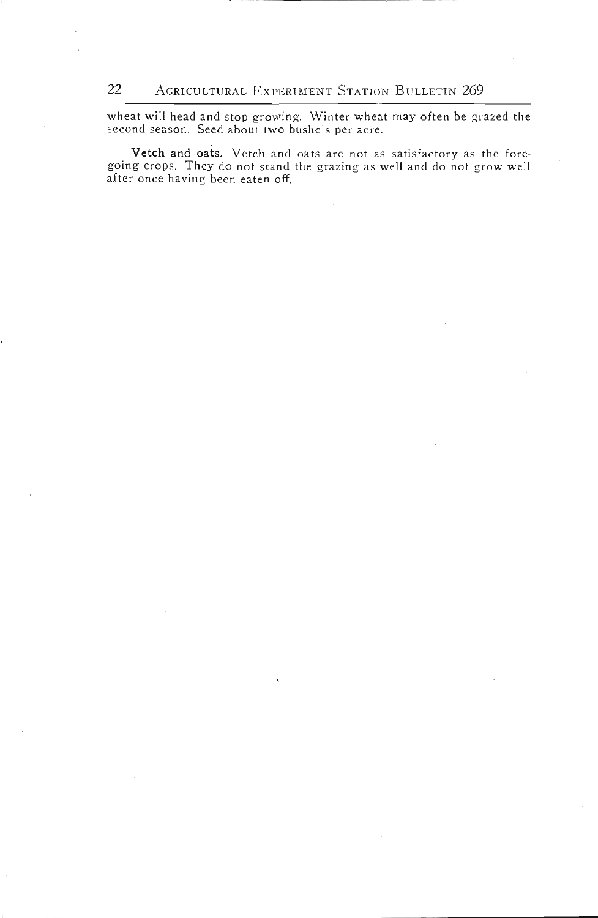wheat will head and stop growing. Winter wheat may often be grazed the second season. Seed about two bushels per acre.

**Vetch and oats.** Vetch and oats are not as satisfactory as the foregoing crops. They do not stand the grazing as well and do not grow well after once having been eaten off.